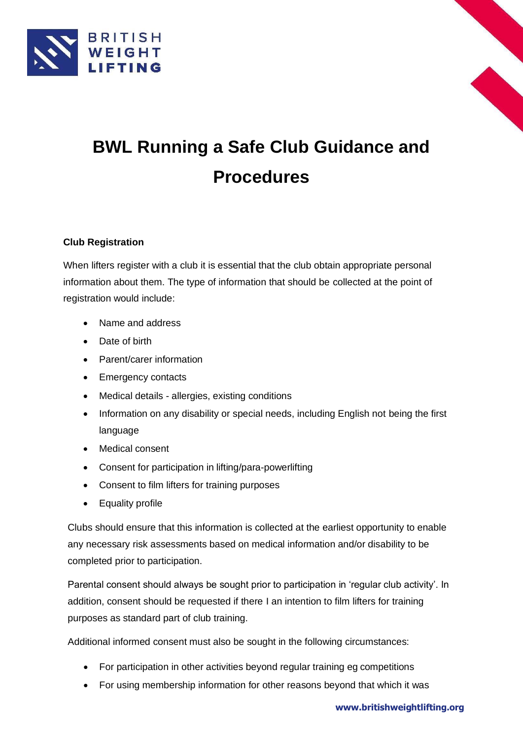# BWL Running a Safe Club Guidance and Procedures

### Club Registration

When lifters register with a club it is essential that the club obtain appropriate personal information about them. The type of information that should be collected at the point of registration would include:

- Name and address
- Date of birth
- Parent/carer information
- Emergency contacts
- Medical details - allergies, existing conditions
- Information on any disability or special needs, including English not being the first language
- Medical consent
- Consent for participation in lifting/para-powerlifting
- Consent to film lifters for training purposes
- Equality profile

Clubs should ensure that this information is collected at the earliest opportunity to enable any necessary risk assessments based on medical information and/or disability to be completed prior to participation.

Parental consent should always be sought prior to participation in 'regular club activity'. In addition, consent should be requested if there I an intention to film lifters for training purposes as standard part of club training.

Additional informed consent must also be sought in the following circumstances:

- For participation in other activities beyond regular training eg competitions
- For using membership information for other reasons beyond that which it was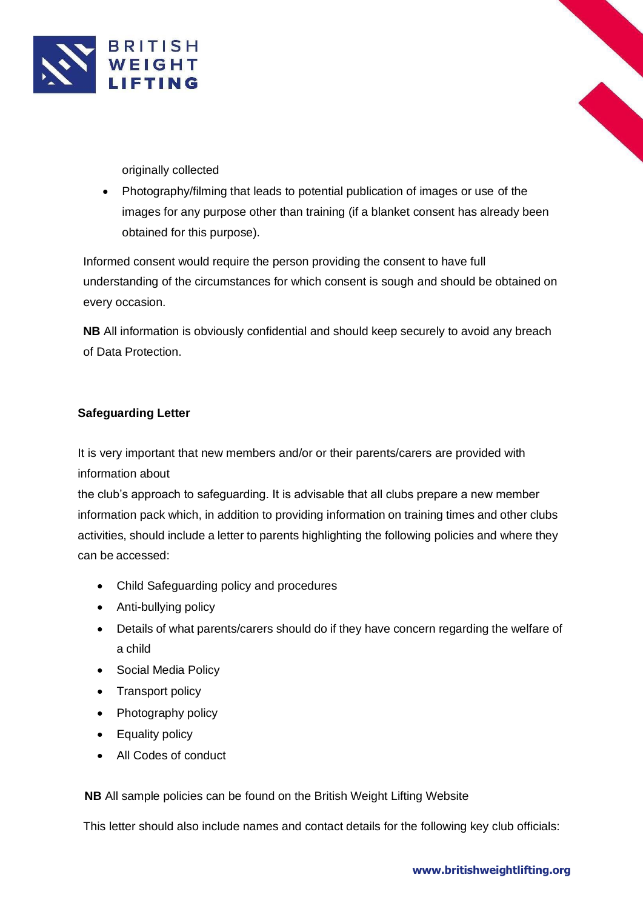originally collected

- Photography/filming that leads to potential publication of images or use of the images for any purpose other than training (if a blanket consent has already been obtained for this purpose).

Informed consent would require the person providing the consent to have full understanding of the circumstances for which consent is sough and should be obtained on every occasion.

**NB** All information is obviously confidential and should keep securely to avoid any breach of Data Protection.

**Safeguarding Letter**

It is very important that new members and/or or their parents/carers are provided with information about
the club's approach to safeguarding. It is advisable that all clubs prepare a new member information pack which, in addition to providing information on training times and other clubs activities, should include a letter to parents highlighting the following policies and where they can be accessed:

- Child Safeguarding policy and procedures
- Anti-bullying policy
- Details of what parents/carers should do if they have concern regarding the welfare of a child
- Social Media Policy
- Transport policy
- Photography policy
- Equality policy
- All Codes of conduct

**NB** All sample policies can be found on the British Weight Lifting Website

This letter should also include names and contact details for the following key club officials: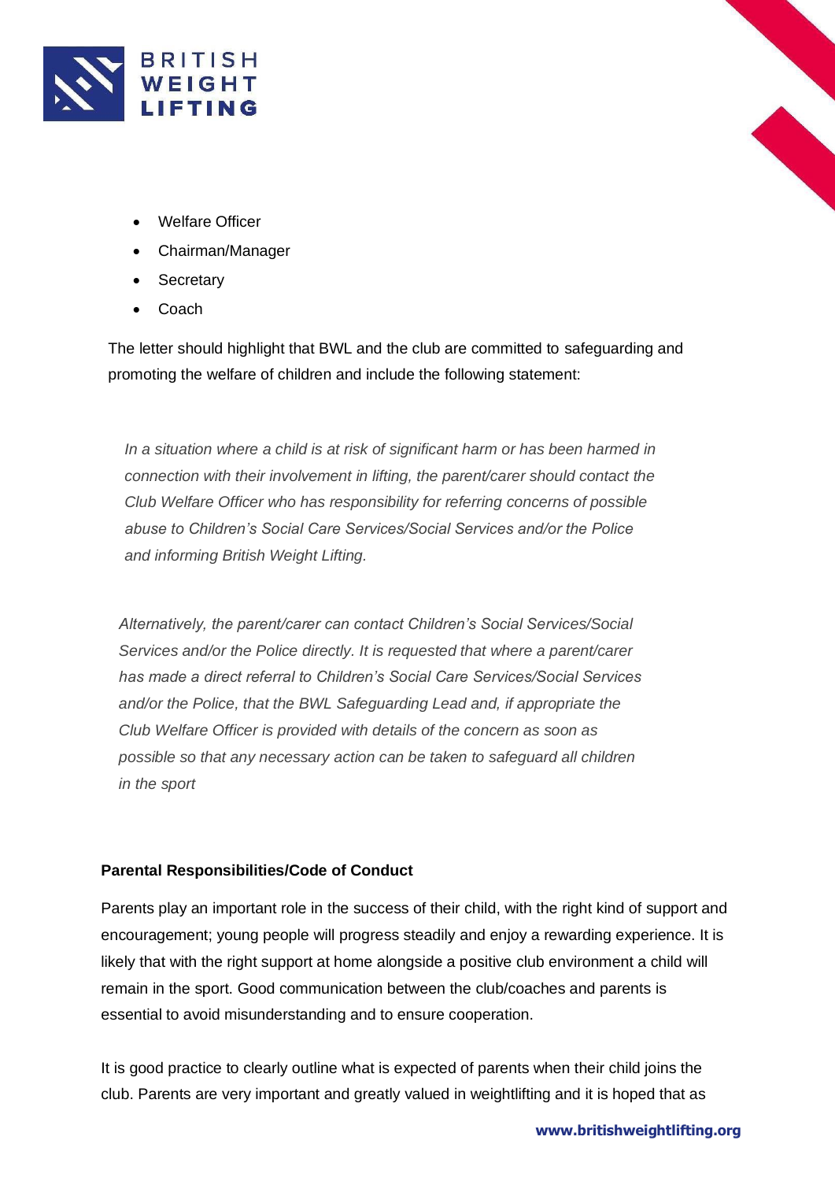- Welfare Officer
- Chairman/Manager
- Secretary
- Coach

The letter should highlight that BWL and the club are committed to safeguarding and promoting the welfare of children and include the following statement:

*In a situation where a child is at risk of significant harm or has been harmed in connection with their involvement in lifting, the parent/carer should contact the Club Welfare Officer who has responsibility for referring concerns of possible abuse to Children's Social Care Services/Social Services and/or the Police and informing British Weight Lifting.*

*Alternatively, the parent/carer can contact Children's Social Services/Social Services and/or the Police directly. It is requested that where a parent/carer has made a direct referral to Children's Social Care Services/Social Services and/or the Police, that the BWL Safeguarding Lead and, if appropriate the Club Welfare Officer is provided with details of the concern as soon as possible so that any necessary action can be taken to safeguard all children in the sport*

**Parental Responsibilities/Code of Conduct**

Parents play an important role in the success of their child, with the right kind of support and encouragement; young people will progress steadily and enjoy a rewarding experience. It is likely that with the right support at home alongside a positive club environment a child will remain in the sport. Good communication between the club/coaches and parents is essential to avoid misunderstanding and to ensure cooperation.

It is good practice to clearly outline what is expected of parents when their child joins the club. Parents are very important and greatly valued in weightlifting and it is hoped that as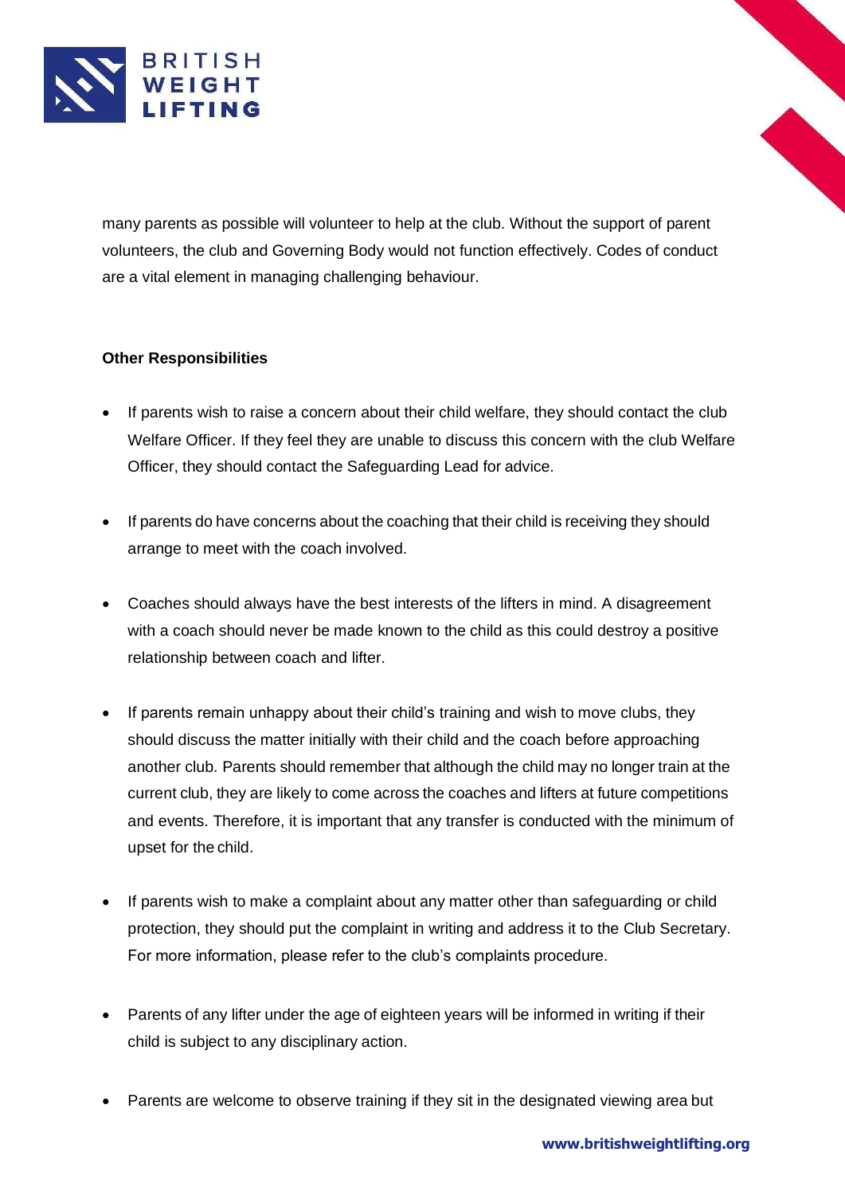many parents as possible will volunteer to help at the club. Without the support of parent volunteers, the club and Governing Body would not function effectively. Codes of conduct are a vital element in managing challenging behaviour.

**Other Responsibilities**

- If parents wish to raise a concern about their child welfare, they should contact the club Welfare Officer. If they feel they are unable to discuss this concern with the club Welfare Officer, they should contact the Safeguarding Lead for advice.

- If parents do have concerns about the coaching that their child is receiving they should arrange to meet with the coach involved.

- Coaches should always have the best interests of the lifters in mind. A disagreement with a coach should never be made known to the child as this could destroy a positive relationship between coach and lifter.

- If parents remain unhappy about their child's training and wish to move clubs, they should discuss the matter initially with their child and the coach before approaching another club. Parents should remember that although the child may no longer train at the current club, they are likely to come across the coaches and lifters at future competitions and events. Therefore, it is important that any transfer is conducted with the minimum of upset for the child.

- If parents wish to make a complaint about any matter other than safeguarding or child protection, they should put the complaint in writing and address it to the Club Secretary. For more information, please refer to the club's complaints procedure.

- Parents of any lifter under the age of eighteen years will be informed in writing if their child is subject to any disciplinary action.

- Parents are welcome to observe training if they sit in the designated viewing area but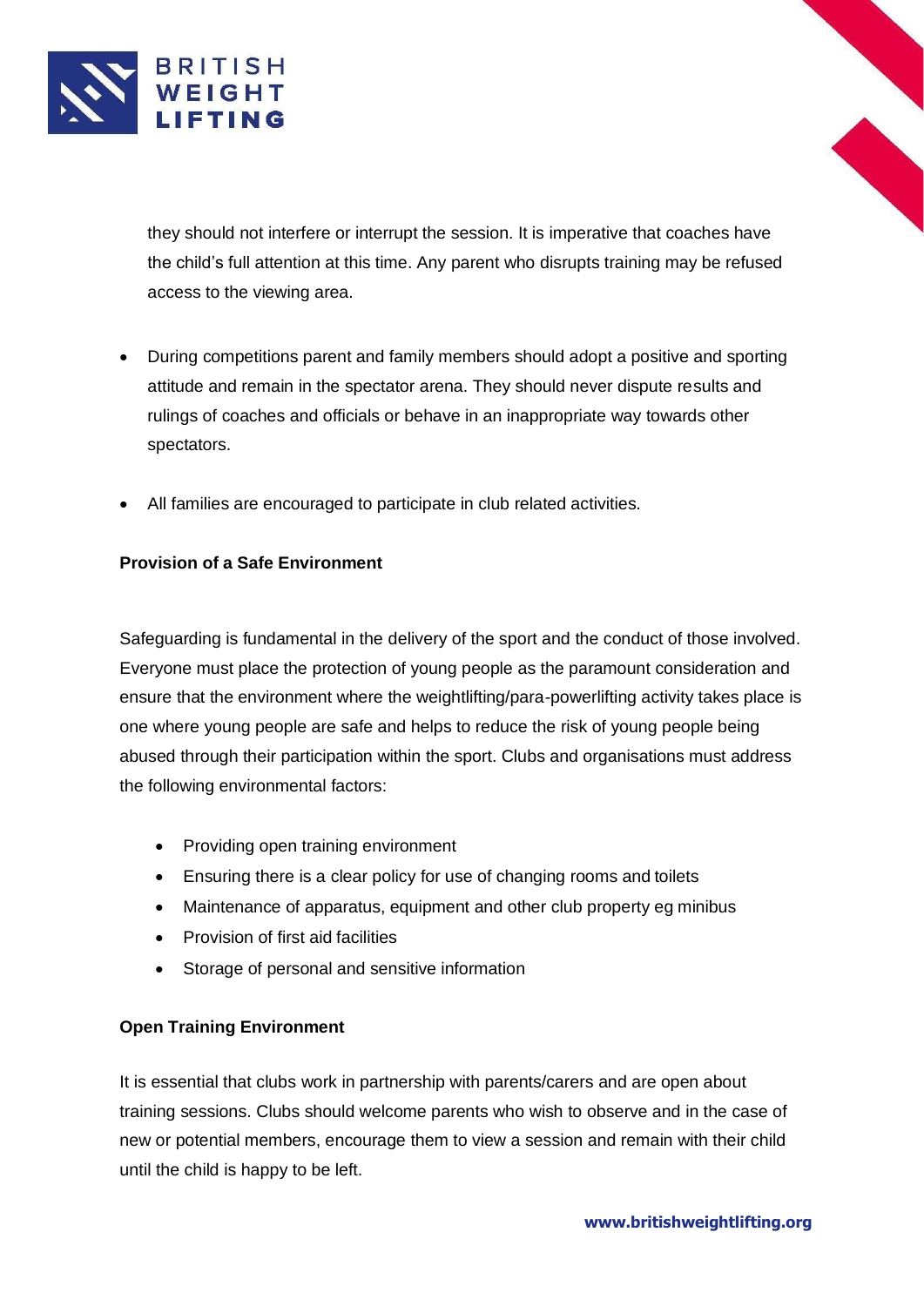they should not interfere or interrupt the session. It is imperative that coaches have the child's full attention at this time. Any parent who disrupts training may be refused access to the viewing area.

- During competitions parent and family members should adopt a positive and sporting attitude and remain in the spectator arena. They should never dispute results and rulings of coaches and officials or behave in an inappropriate way towards other spectators.

- All families are encouraged to participate in club related activities.

**Provision of a Safe Environment**

Safeguarding is fundamental in the delivery of the sport and the conduct of those involved. Everyone must place the protection of young people as the paramount consideration and ensure that the environment where the weightlifting/para-powerlifting activity takes place is one where young people are safe and helps to reduce the risk of young people being abused through their participation within the sport. Clubs and organisations must address the following environmental factors:

- Providing open training environment
- Ensuring there is a clear policy for use of changing rooms and toilets
- Maintenance of apparatus, equipment and other club property eg minibus
- Provision of first aid facilities
- Storage of personal and sensitive information

**Open Training Environment**

It is essential that clubs work in partnership with parents/carers and are open about training sessions. Clubs should welcome parents who wish to observe and in the case of new or potential members, encourage them to view a session and remain with their child until the child is happy to be left.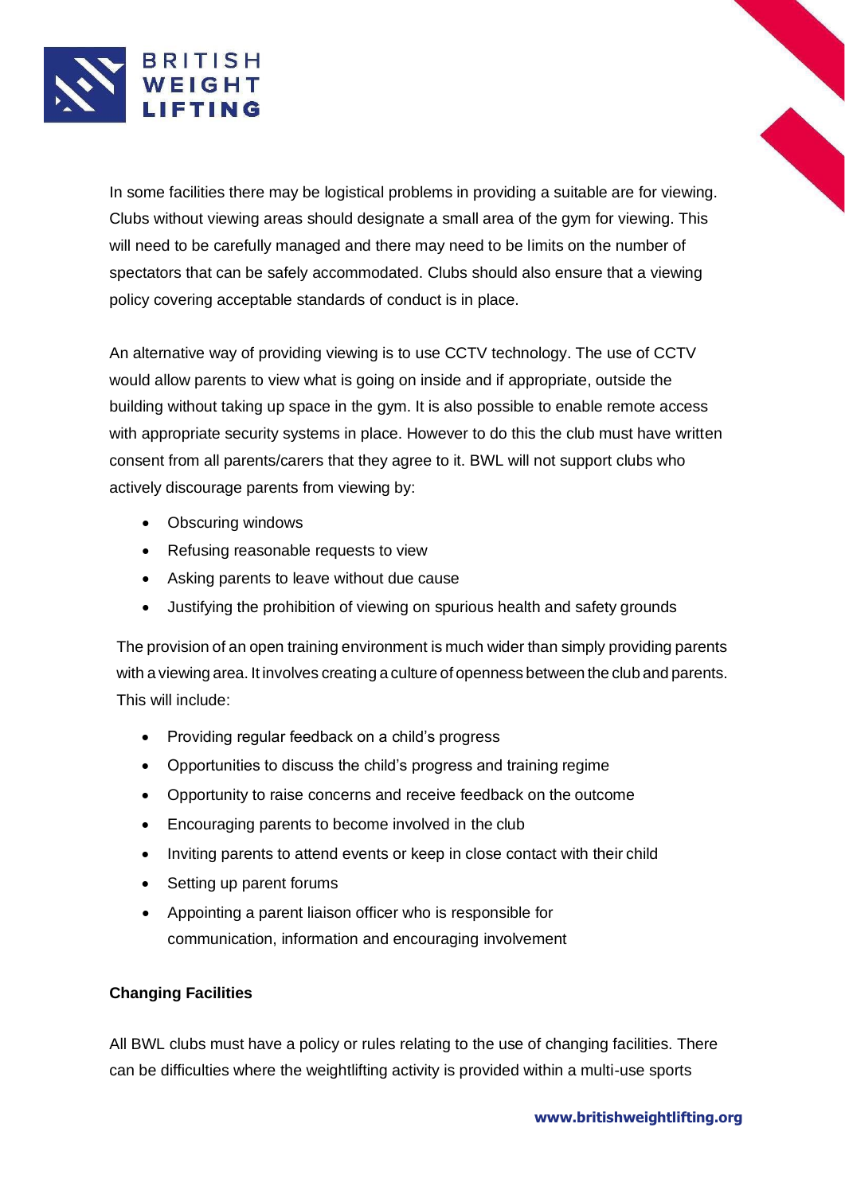In some facilities there may be logistical problems in providing a suitable are for viewing. Clubs without viewing areas should designate a small area of the gym for viewing. This will need to be carefully managed and there may need to be limits on the number of spectators that can be safely accommodated. Clubs should also ensure that a viewing policy covering acceptable standards of conduct is in place.

An alternative way of providing viewing is to use CCTV technology. The use of CCTV would allow parents to view what is going on inside and if appropriate, outside the building without taking up space in the gym. It is also possible to enable remote access with appropriate security systems in place. However to do this the club must have written consent from all parents/carers that they agree to it. BWL will not support clubs who actively discourage parents from viewing by:

- Obscuring windows
- Refusing reasonable requests to view
- Asking parents to leave without due cause
- Justifying the prohibition of viewing on spurious health and safety grounds

The provision of an open training environment is much wider than simply providing parents with a viewing area. It involves creating a culture of openness between the club and parents. This will include:

- Providing regular feedback on a child's progress
- Opportunities to discuss the child's progress and training regime
- Opportunity to raise concerns and receive feedback on the outcome
- Encouraging parents to become involved in the club
- Inviting parents to attend events or keep in close contact with their child
- Setting up parent forums
- Appointing a parent liaison officer who is responsible for communication, information and encouraging involvement

**Changing Facilities**

All BWL clubs must have a policy or rules relating to the use of changing facilities. There can be difficulties where the weightlifting activity is provided within a multi-use sports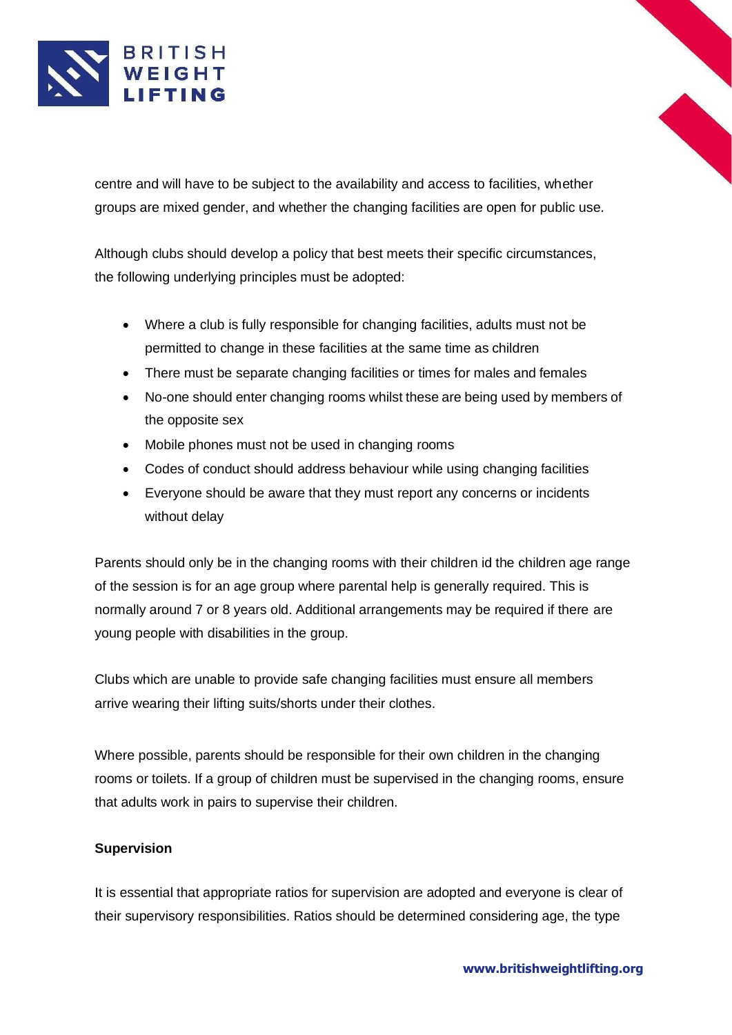centre and will have to be subject to the availability and access to facilities, whether groups are mixed gender, and whether the changing facilities are open for public use.

Although clubs should develop a policy that best meets their specific circumstances, the following underlying principles must be adopted:

- Where a club is fully responsible for changing facilities, adults must not be permitted to change in these facilities at the same time as children
- There must be separate changing facilities or times for males and females
- No-one should enter changing rooms whilst these are being used by members of the opposite sex
- Mobile phones must not be used in changing rooms
- Codes of conduct should address behaviour while using changing facilities
- Everyone should be aware that they must report any concerns or incidents without delay

Parents should only be in the changing rooms with their children id the children age range of the session is for an age group where parental help is generally required. This is normally around 7 or 8 years old. Additional arrangements may be required if there are young people with disabilities in the group.

Clubs which are unable to provide safe changing facilities must ensure all members arrive wearing their lifting suits/shorts under their clothes.

Where possible, parents should be responsible for their own children in the changing rooms or toilets. If a group of children must be supervised in the changing rooms, ensure that adults work in pairs to supervise their children.

**Supervision**

It is essential that appropriate ratios for supervision are adopted and everyone is clear of their supervisory responsibilities. Ratios should be determined considering age, the type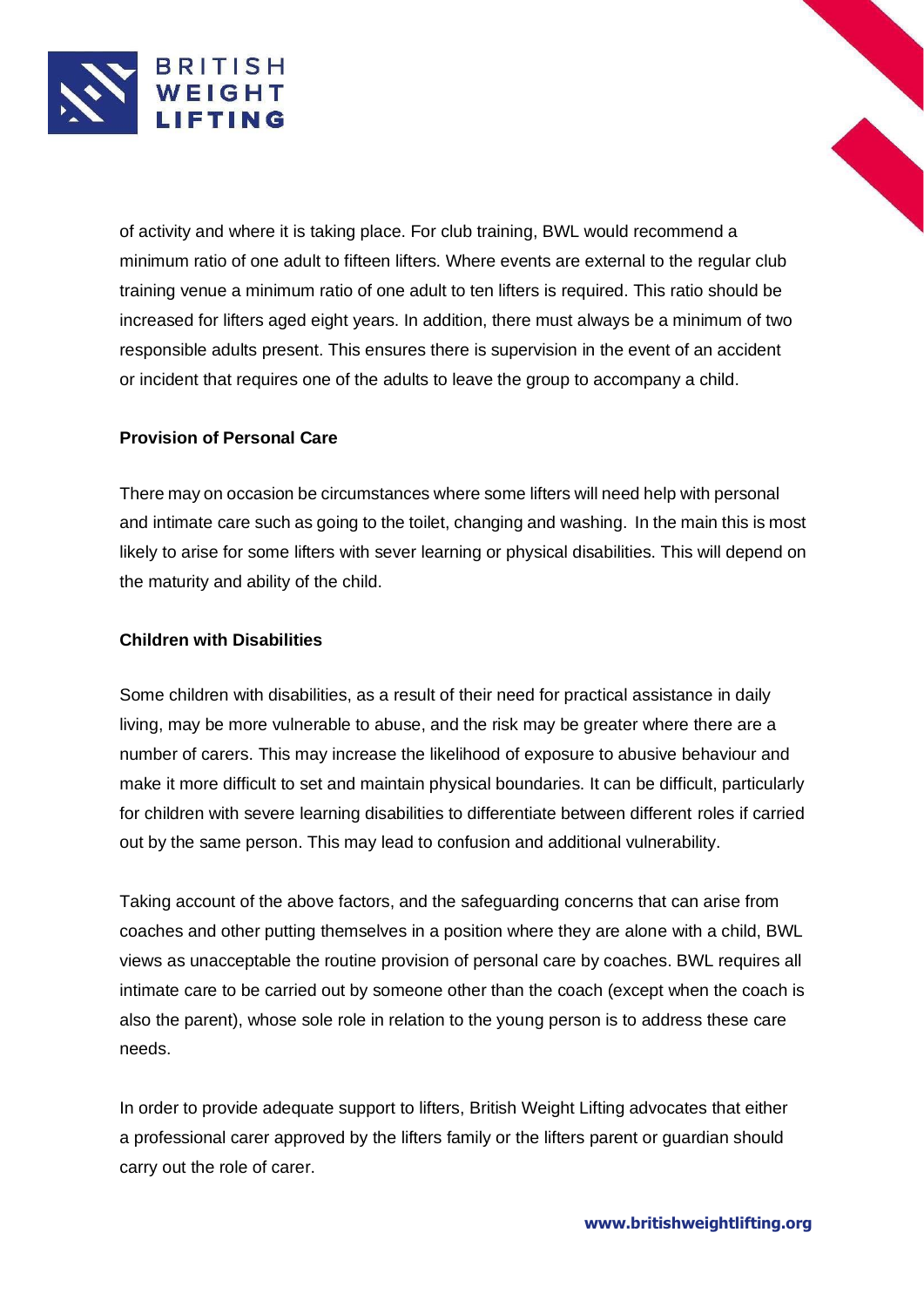of activity and where it is taking place. For club training, BWL would recommend a minimum ratio of one adult to fifteen lifters. Where events are external to the regular club training venue a minimum ratio of one adult to ten lifters is required. This ratio should be increased for lifters aged eight years. In addition, there must always be a minimum of two responsible adults present. This ensures there is supervision in the event of an accident or incident that requires one of the adults to leave the group to accompany a child.

**Provision of Personal Care**

There may on occasion be circumstances where some lifters will need help with personal and intimate care such as going to the toilet, changing and washing. In the main this is most likely to arise for some lifters with sever learning or physical disabilities. This will depend on the maturity and ability of the child.

**Children with Disabilities**

Some children with disabilities, as a result of their need for practical assistance in daily living, may be more vulnerable to abuse, and the risk may be greater where there are a number of carers. This may increase the likelihood of exposure to abusive behaviour and make it more difficult to set and maintain physical boundaries. It can be difficult, particularly for children with severe learning disabilities to differentiate between different roles if carried out by the same person. This may lead to confusion and additional vulnerability.

Taking account of the above factors, and the safeguarding concerns that can arise from coaches and other putting themselves in a position where they are alone with a child, BWL views as unacceptable the routine provision of personal care by coaches. BWL requires all intimate care to be carried out by someone other than the coach (except when the coach is also the parent), whose sole role in relation to the young person is to address these care needs.

In order to provide adequate support to lifters, British Weight Lifting advocates that either a professional carer approved by the lifters family or the lifters parent or guardian should carry out the role of carer.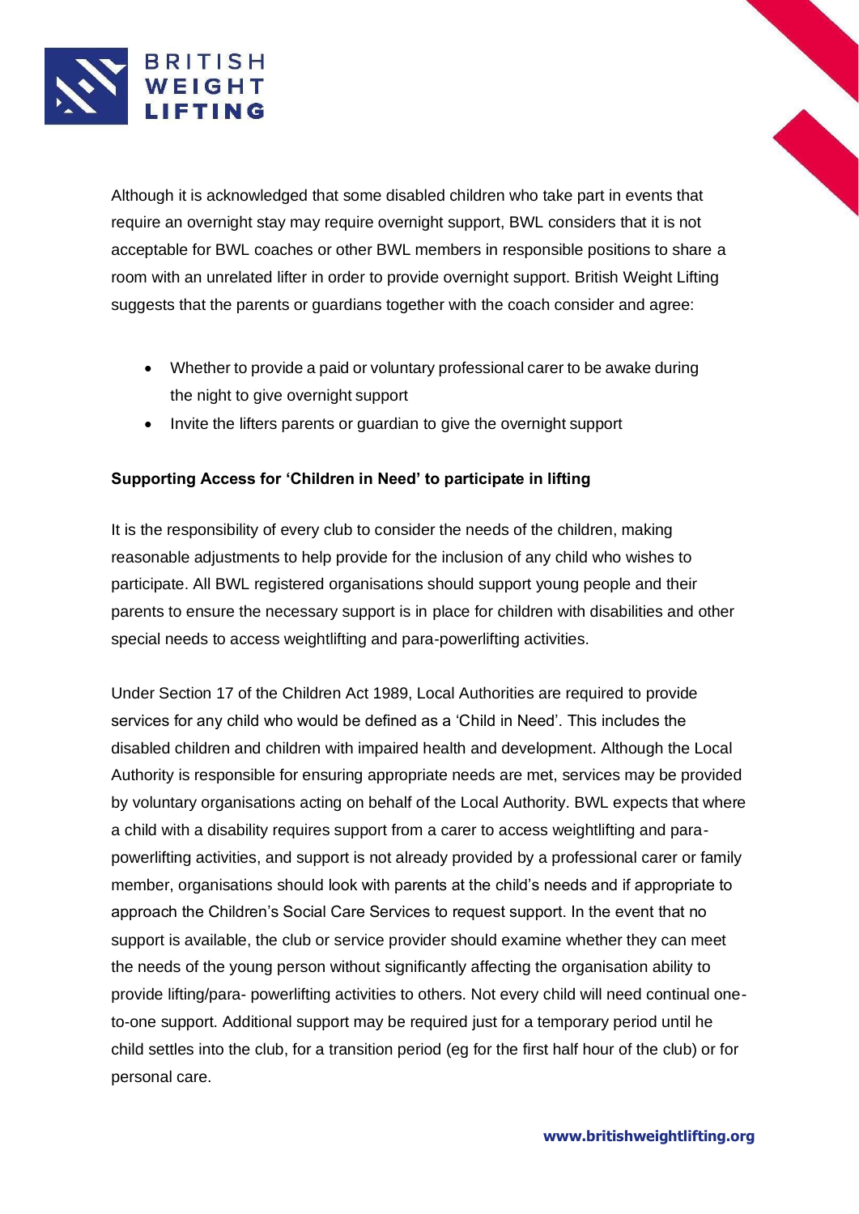Although it is acknowledged that some disabled children who take part in events that require an overnight stay may require overnight support, BWL considers that it is not acceptable for BWL coaches or other BWL members in responsible positions to share a room with an unrelated lifter in order to provide overnight support. British Weight Lifting suggests that the parents or guardians together with the coach consider and agree:

- Whether to provide a paid or voluntary professional carer to be awake during the night to give overnight support
- Invite the lifters parents or guardian to give the overnight support

**Supporting Access for 'Children in Need' to participate in lifting**

It is the responsibility of every club to consider the needs of the children, making reasonable adjustments to help provide for the inclusion of any child who wishes to participate. All BWL registered organisations should support young people and their parents to ensure the necessary support is in place for children with disabilities and other special needs to access weightlifting and para-powerlifting activities.

Under Section 17 of the Children Act 1989, Local Authorities are required to provide services for any child who would be defined as a 'Child in Need'. This includes the disabled children and children with impaired health and development. Although the Local Authority is responsible for ensuring appropriate needs are met, services may be provided by voluntary organisations acting on behalf of the Local Authority. BWL expects that where a child with a disability requires support from a carer to access weightlifting and para-powerlifting activities, and support is not already provided by a professional carer or family member, organisations should look with parents at the child's needs and if appropriate to approach the Children's Social Care Services to request support. In the event that no support is available, the club or service provider should examine whether they can meet the needs of the young person without significantly affecting the organisation ability to provide lifting/para- powerlifting activities to others. Not every child will need continual one-to-one support. Additional support may be required just for a temporary period until he child settles into the club, for a transition period (eg for the first half hour of the club) or for personal care.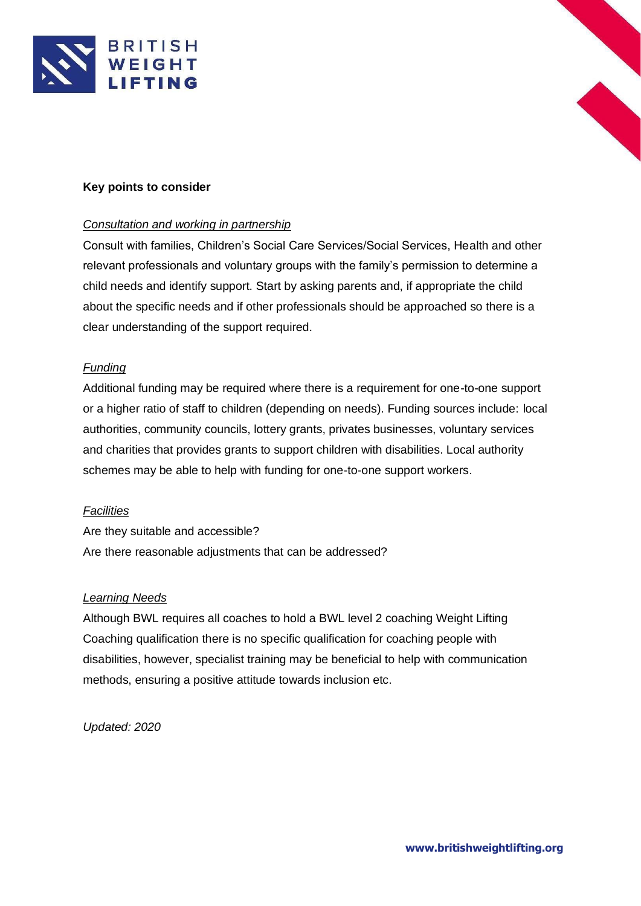**Key points to consider**

*Consultation and working in partnership*

Consult with families, Children's Social Care Services/Social Services, Health and other relevant professionals and voluntary groups with the family's permission to determine a child needs and identify support. Start by asking parents and, if appropriate the child about the specific needs and if other professionals should be approached so there is a clear understanding of the support required.

*Funding*

Additional funding may be required where there is a requirement for one-to-one support or a higher ratio of staff to children (depending on needs). Funding sources include: local authorities, community councils, lottery grants, privates businesses, voluntary services and charities that provides grants to support children with disabilities. Local authority schemes may be able to help with funding for one-to-one support workers.

*Facilities*

Are they suitable and accessible?
Are there reasonable adjustments that can be addressed?

*Learning Needs*

Although BWL requires all coaches to hold a BWL level 2 coaching Weight Lifting Coaching qualification there is no specific qualification for coaching people with disabilities, however, specialist training may be beneficial to help with communication methods, ensuring a positive attitude towards inclusion etc.

*Updated: 2020*